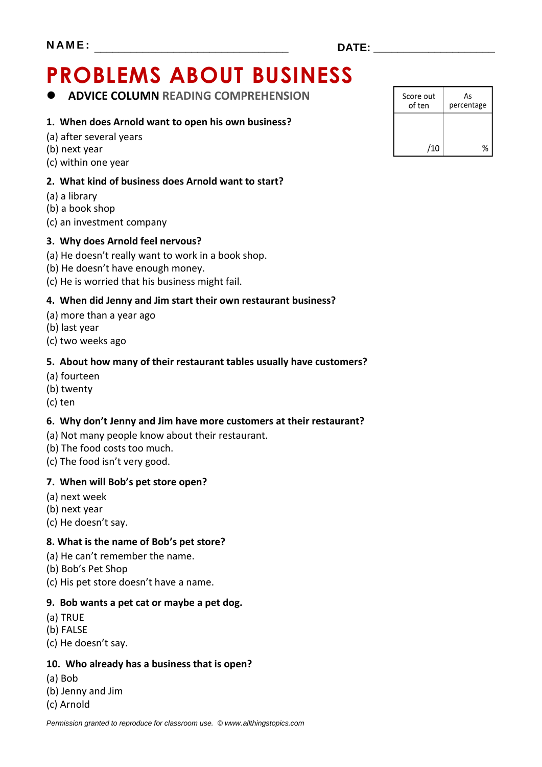NAME: ______________________________ DATE: ____________________

# PROBLEMS ABOUT BUSINESS

- **ADVICE COLUMN** READING COMPREHENSION

| Score out of ten | As percentage |
|---|---|
| /10 | % |

**1. When does Arnold want to open his own business?**

(a) after several years
(b) next year
(c) within one year

**2. What kind of business does Arnold want to start?**

(a) a library
(b) a book shop
(c) an investment company

**3. Why does Arnold feel nervous?**

(a) He doesn't really want to work in a book shop.
(b) He doesn't have enough money.
(c) He is worried that his business might fail.

**4. When did Jenny and Jim start their own restaurant business?**

(a) more than a year ago
(b) last year
(c) two weeks ago

**5. About how many of their restaurant tables usually have customers?**

(a) fourteen
(b) twenty
(c) ten

**6. Why don't Jenny and Jim have more customers at their restaurant?**

(a) Not many people know about their restaurant.
(b) The food costs too much.
(c) The food isn't very good.

**7. When will Bob's pet store open?**

(a) next week
(b) next year
(c) He doesn't say.

**8. What is the name of Bob's pet store?**

(a) He can't remember the name.
(b) Bob's Pet Shop
(c) His pet store doesn't have a name.

**9. Bob wants a pet cat or maybe a pet dog.**

(a) TRUE
(b) FALSE
(c) He doesn't say.

**10. Who already has a business that is open?**

(a) Bob
(b) Jenny and Jim
(c) Arnold

*Permission granted to reproduce for classroom use. © www.allthingstopics.com*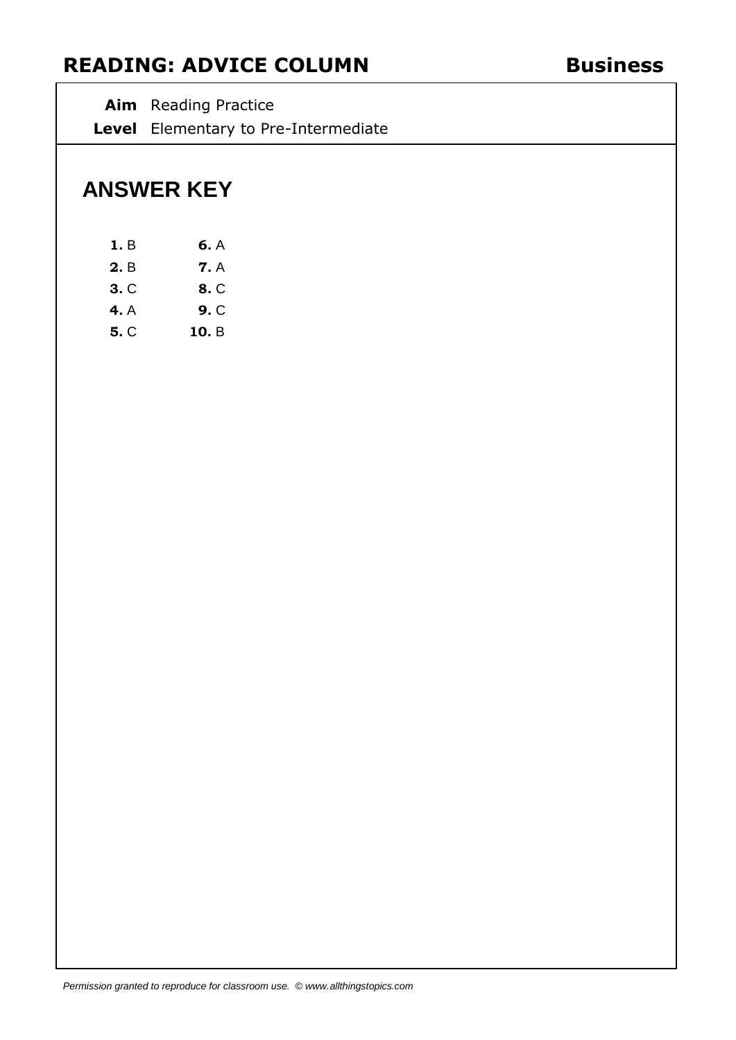## READING: ADVICE COLUMN

**Business**

**Aim** Reading Practice
**Level** Elementary to Pre-Intermediate

# ANSWER KEY

| | |
|---|---|
| **1.** B | **6.** A |
| **2.** B | **7.** A |
| **3.** C | **8.** C |
| **4.** A | **9.** C |
| **5.** C | **10.** B |

*Permission granted to reproduce for classroom use. © www.allthingstopics.com*